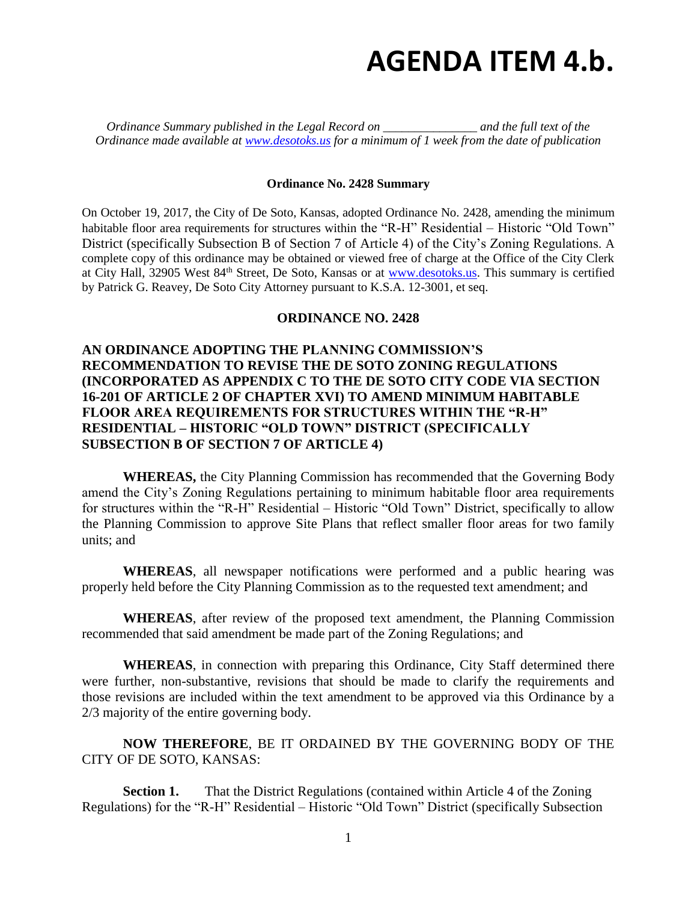# AGENDA ITEM 4.b.

*Ordinance Summary published in the Legal Record on _______________ and the full text of the Ordinance made available at [www.desotoks.us](http://www.desotoks.us) for a minimum of 1 week from the date of publication*

**Ordinance No. 2428 Summary**

On October 19, 2017, the City of De Soto, Kansas, adopted Ordinance No. 2428, amending the minimum habitable floor area requirements for structures within the "R-H" Residential – Historic "Old Town" District (specifically Subsection B of Section 7 of Article 4) of the City's Zoning Regulations. A complete copy of this ordinance may be obtained or viewed free of charge at the Office of the City Clerk at City Hall, 32905 West 84th Street, De Soto, Kansas or at [www.desotoks.us](http://www.desotoks.us). This summary is certified by Patrick G. Reavey, De Soto City Attorney pursuant to K.S.A. 12-3001, et seq.

**ORDINANCE NO. 2428**

**AN ORDINANCE ADOPTING THE PLANNING COMMISSION'S RECOMMENDATION TO REVISE THE DE SOTO ZONING REGULATIONS (INCORPORATED AS APPENDIX C TO THE DE SOTO CITY CODE VIA SECTION 16-201 OF ARTICLE 2 OF CHAPTER XVI) TO AMEND MINIMUM HABITABLE FLOOR AREA REQUIREMENTS FOR STRUCTURES WITHIN THE "R-H" RESIDENTIAL – HISTORIC "OLD TOWN" DISTRICT (SPECIFICALLY SUBSECTION B OF SECTION 7 OF ARTICLE 4)**

**WHEREAS,** the City Planning Commission has recommended that the Governing Body amend the City's Zoning Regulations pertaining to minimum habitable floor area requirements for structures within the "R-H" Residential – Historic "Old Town" District, specifically to allow the Planning Commission to approve Site Plans that reflect smaller floor areas for two family units; and

**WHEREAS**, all newspaper notifications were performed and a public hearing was properly held before the City Planning Commission as to the requested text amendment; and

**WHEREAS**, after review of the proposed text amendment, the Planning Commission recommended that said amendment be made part of the Zoning Regulations; and

**WHEREAS**, in connection with preparing this Ordinance, City Staff determined there were further, non-substantive, revisions that should be made to clarify the requirements and those revisions are included within the text amendment to be approved via this Ordinance by a 2/3 majority of the entire governing body.

**NOW THEREFORE**, BE IT ORDAINED BY THE GOVERNING BODY OF THE CITY OF DE SOTO, KANSAS:

**Section 1.** That the District Regulations (contained within Article 4 of the Zoning Regulations) for the "R-H" Residential – Historic "Old Town" District (specifically Subsection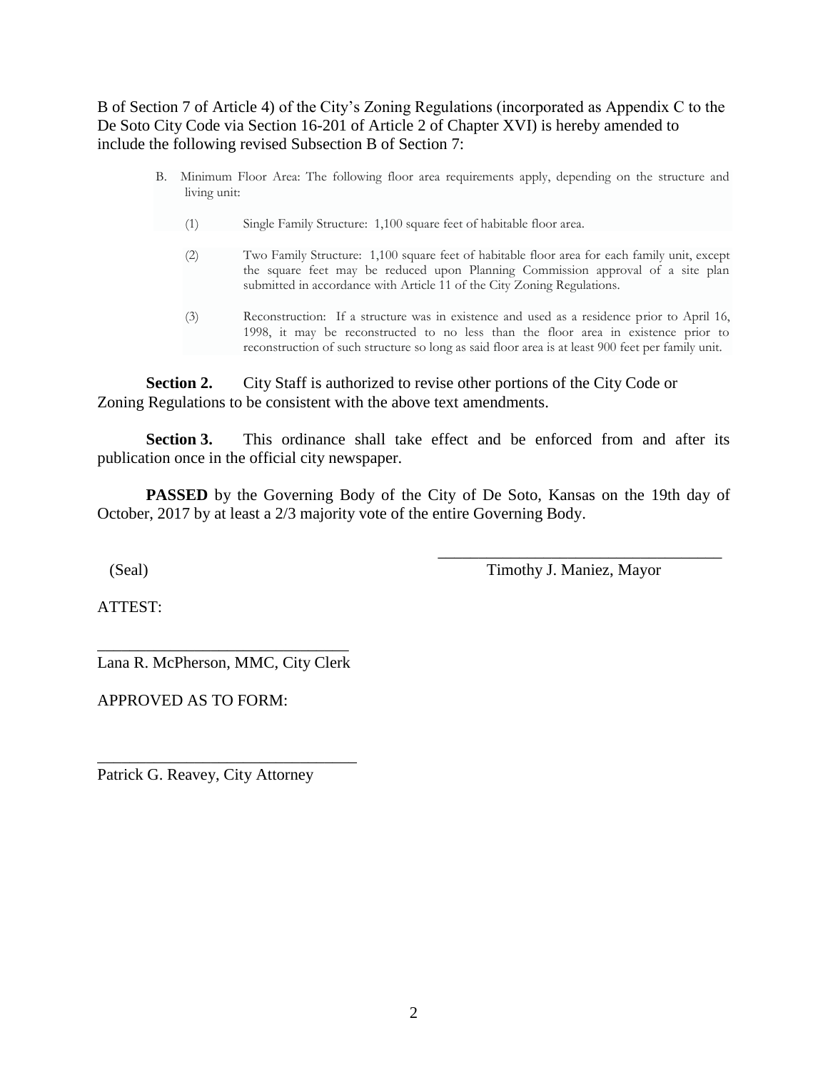B of Section 7 of Article 4) of the City's Zoning Regulations (incorporated as Appendix C to the De Soto City Code via Section 16-201 of Article 2 of Chapter XVI) is hereby amended to include the following revised Subsection B of Section 7:

> B. Minimum Floor Area: The following floor area requirements apply, depending on the structure and living unit:
>
> (1) Single Family Structure: 1,100 square feet of habitable floor area.
>
> (2) Two Family Structure: 1,100 square feet of habitable floor area for each family unit, except the square feet may be reduced upon Planning Commission approval of a site plan submitted in accordance with Article 11 of the City Zoning Regulations.
>
> (3) Reconstruction: If a structure was in existence and used as a residence prior to April 16, 1998, it may be reconstructed to no less than the floor area in existence prior to reconstruction of such structure so long as said floor area is at least 900 feet per family unit.

**Section 2.** City Staff is authorized to revise other portions of the City Code or Zoning Regulations to be consistent with the above text amendments.

**Section 3.** This ordinance shall take effect and be enforced from and after its publication once in the official city newspaper.

**PASSED** by the Governing Body of the City of De Soto, Kansas on the 19th day of October, 2017 by at least a 2/3 majority vote of the entire Governing Body.

(Seal)

\_\_\_\_\_\_\_\_\_\_\_\_\_\_\_\_\_\_\_\_\_\_\_\_\_\_\_\_\_\_\_\_\_\_\_\_
Timothy J. Maniez, Mayor

ATTEST:

\_\_\_\_\_\_\_\_\_\_\_\_\_\_\_\_\_\_\_\_\_\_\_\_\_\_\_\_\_\_\_\_
Lana R. McPherson, MMC, City Clerk

APPROVED AS TO FORM:

\_\_\_\_\_\_\_\_\_\_\_\_\_\_\_\_\_\_\_\_\_\_\_\_\_\_\_\_\_\_\_\_\_
Patrick G. Reavey, City Attorney